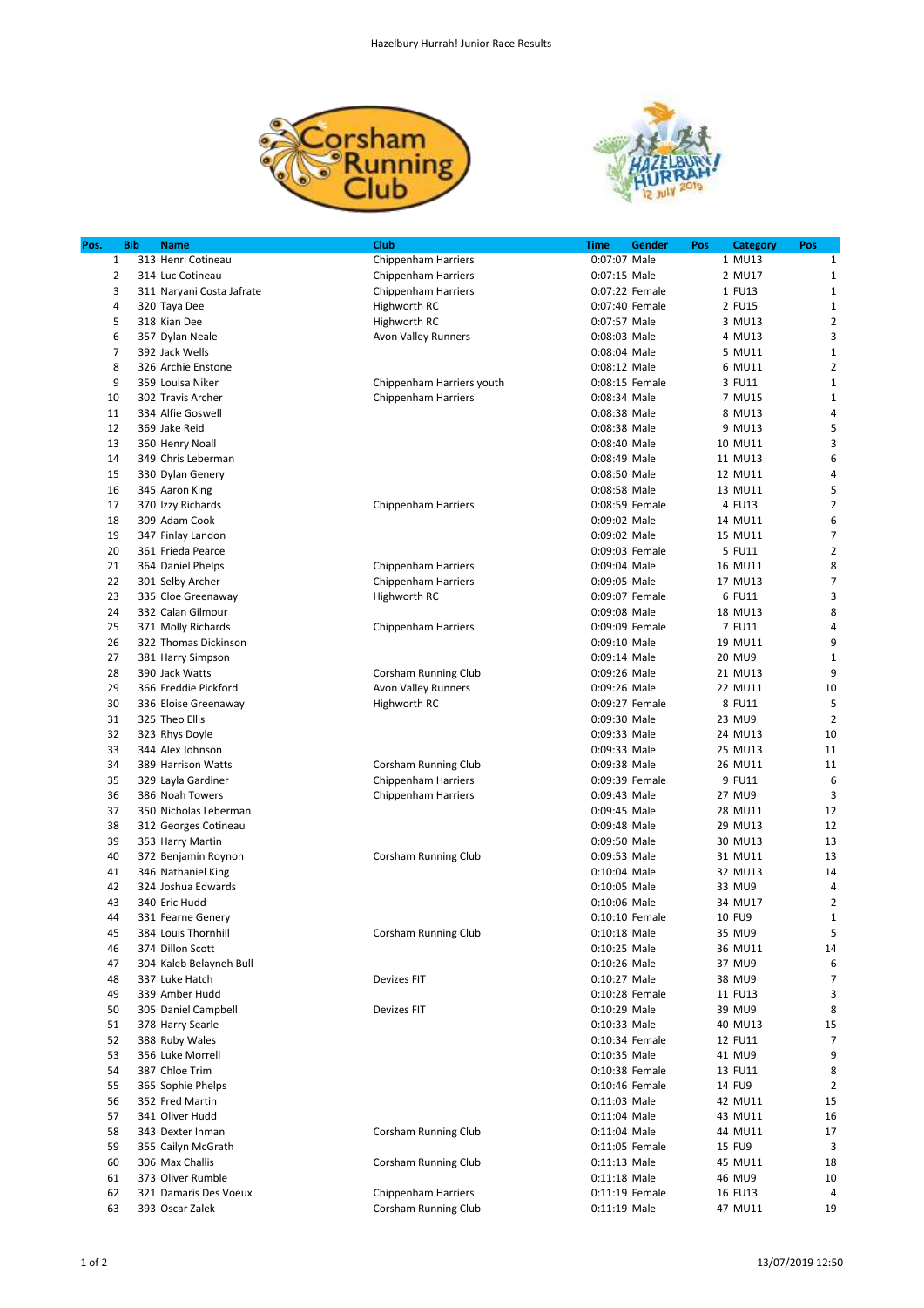# Hazelbury Hurrah! Junior Race Results

| Pos. | Bib | Name | Club | Time | Gender | Pos | Category | Pos |
|---|---|---|---|---|---|---|---|---|
| 1 | 313 | Henri Cotineau | Chippenham Harriers | 0:07:07 | Male | 1 | MU13 | 1 |
| 2 | 314 | Luc Cotineau | Chippenham Harriers | 0:07:15 | Male | 2 | MU17 | 1 |
| 3 | 311 | Naryani Costa Jafrate | Chippenham Harriers | 0:07:22 | Female | 1 | FU13 | 1 |
| 4 | 320 | Taya Dee | Highworth RC | 0:07:40 | Female | 2 | FU15 | 1 |
| 5 | 318 | Kian Dee | Highworth RC | 0:07:57 | Male | 3 | MU13 | 2 |
| 6 | 357 | Dylan Neale | Avon Valley Runners | 0:08:03 | Male | 4 | MU13 | 3 |
| 7 | 392 | Jack Wells | | 0:08:04 | Male | 5 | MU11 | 1 |
| 8 | 326 | Archie Enstone | | 0:08:12 | Male | 6 | MU11 | 2 |
| 9 | 359 | Louisa Niker | Chippenham Harriers youth | 0:08:15 | Female | 3 | FU11 | 1 |
| 10 | 302 | Travis Archer | Chippenham Harriers | 0:08:34 | Male | 7 | MU15 | 1 |
| 11 | 334 | Alfie Goswell | | 0:08:38 | Male | 8 | MU13 | 4 |
| 12 | 369 | Jake Reid | | 0:08:38 | Male | 9 | MU13 | 5 |
| 13 | 360 | Henry Noall | | 0:08:40 | Male | 10 | MU11 | 3 |
| 14 | 349 | Chris Leberman | | 0:08:49 | Male | 11 | MU13 | 6 |
| 15 | 330 | Dylan Genery | | 0:08:50 | Male | 12 | MU11 | 4 |
| 16 | 345 | Aaron King | | 0:08:58 | Male | 13 | MU11 | 5 |
| 17 | 370 | Izzy Richards | Chippenham Harriers | 0:08:59 | Female | 4 | FU13 | 2 |
| 18 | 309 | Adam Cook | | 0:09:02 | Male | 14 | MU11 | 6 |
| 19 | 347 | Finlay Landon | | 0:09:02 | Male | 15 | MU11 | 7 |
| 20 | 361 | Frieda Pearce | | 0:09:03 | Female | 5 | FU11 | 2 |
| 21 | 364 | Daniel Phelps | Chippenham Harriers | 0:09:04 | Male | 16 | MU11 | 8 |
| 22 | 301 | Selby Archer | Chippenham Harriers | 0:09:05 | Male | 17 | MU13 | 7 |
| 23 | 335 | Cloe Greenaway | Highworth RC | 0:09:07 | Female | 6 | FU11 | 3 |
| 24 | 332 | Calan Gilmour | | 0:09:08 | Male | 18 | MU13 | 8 |
| 25 | 371 | Molly Richards | Chippenham Harriers | 0:09:09 | Female | 7 | FU11 | 4 |
| 26 | 322 | Thomas Dickinson | | 0:09:10 | Male | 19 | MU11 | 9 |
| 27 | 381 | Harry Simpson | | 0:09:14 | Male | 20 | MU9 | 1 |
| 28 | 390 | Jack Watts | Corsham Running Club | 0:09:26 | Male | 21 | MU13 | 9 |
| 29 | 366 | Freddie Pickford | Avon Valley Runners | 0:09:26 | Male | 22 | MU11 | 10 |
| 30 | 336 | Eloise Greenaway | Highworth RC | 0:09:27 | Female | 8 | FU11 | 5 |
| 31 | 325 | Theo Ellis | | 0:09:30 | Male | 23 | MU9 | 2 |
| 32 | 323 | Rhys Doyle | | 0:09:33 | Male | 24 | MU13 | 10 |
| 33 | 344 | Alex Johnson | | 0:09:33 | Male | 25 | MU13 | 11 |
| 34 | 389 | Harrison Watts | Corsham Running Club | 0:09:38 | Male | 26 | MU11 | 11 |
| 35 | 329 | Layla Gardiner | Chippenham Harriers | 0:09:39 | Female | 9 | FU11 | 6 |
| 36 | 386 | Noah Towers | Chippenham Harriers | 0:09:43 | Male | 27 | MU9 | 3 |
| 37 | 350 | Nicholas Leberman | | 0:09:45 | Male | 28 | MU11 | 12 |
| 38 | 312 | Georges Cotineau | | 0:09:48 | Male | 29 | MU13 | 12 |
| 39 | 353 | Harry Martin | | 0:09:50 | Male | 30 | MU13 | 13 |
| 40 | 372 | Benjamin Roynon | Corsham Running Club | 0:09:53 | Male | 31 | MU11 | 13 |
| 41 | 346 | Nathaniel King | | 0:10:04 | Male | 32 | MU13 | 14 |
| 42 | 324 | Joshua Edwards | | 0:10:05 | Male | 33 | MU9 | 4 |
| 43 | 340 | Eric Hudd | | 0:10:06 | Male | 34 | MU17 | 2 |
| 44 | 331 | Fearne Genery | | 0:10:10 | Female | 10 | FU9 | 1 |
| 45 | 384 | Louis Thornhill | Corsham Running Club | 0:10:18 | Male | 35 | MU9 | 5 |
| 46 | 374 | Dillon Scott | | 0:10:25 | Male | 36 | MU11 | 14 |
| 47 | 304 | Kaleb Belayneh Bull | | 0:10:26 | Male | 37 | MU9 | 6 |
| 48 | 337 | Luke Hatch | Devizes FIT | 0:10:27 | Male | 38 | MU9 | 7 |
| 49 | 339 | Amber Hudd | | 0:10:28 | Female | 11 | FU13 | 3 |
| 50 | 305 | Daniel Campbell | Devizes FIT | 0:10:29 | Male | 39 | MU9 | 8 |
| 51 | 378 | Harry Searle | | 0:10:33 | Male | 40 | MU13 | 15 |
| 52 | 388 | Ruby Wales | | 0:10:34 | Female | 12 | FU11 | 7 |
| 53 | 356 | Luke Morrell | | 0:10:35 | Male | 41 | MU9 | 9 |
| 54 | 387 | Chloe Trim | | 0:10:38 | Female | 13 | FU11 | 8 |
| 55 | 365 | Sophie Phelps | | 0:10:46 | Female | 14 | FU9 | 2 |
| 56 | 352 | Fred Martin | | 0:11:03 | Male | 42 | MU11 | 15 |
| 57 | 341 | Oliver Hudd | | 0:11:04 | Male | 43 | MU11 | 16 |
| 58 | 343 | Dexter Inman | Corsham Running Club | 0:11:04 | Male | 44 | MU11 | 17 |
| 59 | 355 | Cailyn McGrath | | 0:11:05 | Female | 15 | FU9 | 3 |
| 60 | 306 | Max Challis | Corsham Running Club | 0:11:13 | Male | 45 | MU11 | 18 |
| 61 | 373 | Oliver Rumble | | 0:11:18 | Male | 46 | MU9 | 10 |
| 62 | 321 | Damaris Des Voeux | Chippenham Harriers | 0:11:19 | Female | 16 | FU13 | 4 |
| 63 | 393 | Oscar Zalek | Corsham Running Club | 0:11:19 | Male | 47 | MU11 | 19 |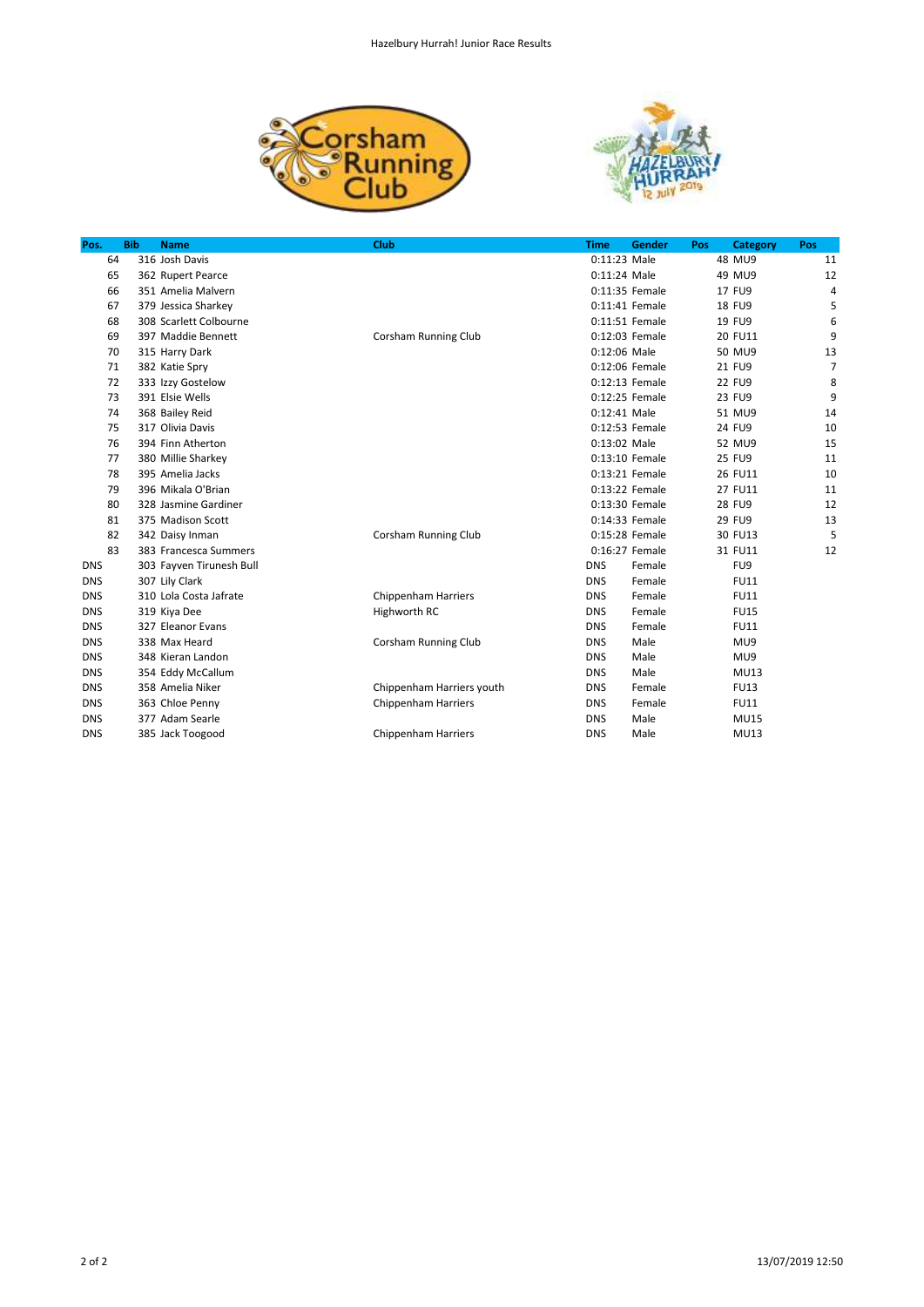Hazelbury Hurrah! Junior Race Results

| Pos. | Bib | Name | Club | Time | Gender | Pos | Category | Pos |
|---|---|---|---|---|---|---|---|---|
| 64 | 316 | Josh Davis | | 0:11:23 | Male | 48 | MU9 | 11 |
| 65 | 362 | Rupert Pearce | | 0:11:24 | Male | 49 | MU9 | 12 |
| 66 | 351 | Amelia Malvern | | 0:11:35 | Female | 17 | FU9 | 4 |
| 67 | 379 | Jessica Sharkey | | 0:11:41 | Female | 18 | FU9 | 5 |
| 68 | 308 | Scarlett Colbourne | | 0:11:51 | Female | 19 | FU9 | 6 |
| 69 | 397 | Maddie Bennett | Corsham Running Club | 0:12:03 | Female | 20 | FU11 | 9 |
| 70 | 315 | Harry Dark | | 0:12:06 | Male | 50 | MU9 | 13 |
| 71 | 382 | Katie Spry | | 0:12:06 | Female | 21 | FU9 | 7 |
| 72 | 333 | Izzy Gostelow | | 0:12:13 | Female | 22 | FU9 | 8 |
| 73 | 391 | Elsie Wells | | 0:12:25 | Female | 23 | FU9 | 9 |
| 74 | 368 | Bailey Reid | | 0:12:41 | Male | 51 | MU9 | 14 |
| 75 | 317 | Olivia Davis | | 0:12:53 | Female | 24 | FU9 | 10 |
| 76 | 394 | Finn Atherton | | 0:13:02 | Male | 52 | MU9 | 15 |
| 77 | 380 | Millie Sharkey | | 0:13:10 | Female | 25 | FU9 | 11 |
| 78 | 395 | Amelia Jacks | | 0:13:21 | Female | 26 | FU11 | 10 |
| 79 | 396 | Mikala O'Brian | | 0:13:22 | Female | 27 | FU11 | 11 |
| 80 | 328 | Jasmine Gardiner | | 0:13:30 | Female | 28 | FU9 | 12 |
| 81 | 375 | Madison Scott | | 0:14:33 | Female | 29 | FU9 | 13 |
| 82 | 342 | Daisy Inman | Corsham Running Club | 0:15:28 | Female | 30 | FU13 | 5 |
| 83 | 383 | Francesca Summers | | 0:16:27 | Female | 31 | FU11 | 12 |
| DNS | 303 | Fayven Tirunesh Bull | | DNS | Female | | FU9 | |
| DNS | 307 | Lily Clark | | DNS | Female | | FU11 | |
| DNS | 310 | Lola Costa Jafrate | Chippenham Harriers | DNS | Female | | FU11 | |
| DNS | 319 | Kiya Dee | Highworth RC | DNS | Female | | FU15 | |
| DNS | 327 | Eleanor Evans | | DNS | Female | | FU11 | |
| DNS | 338 | Max Heard | Corsham Running Club | DNS | Male | | MU9 | |
| DNS | 348 | Kieran Landon | | DNS | Male | | MU9 | |
| DNS | 354 | Eddy McCallum | | DNS | Male | | MU13 | |
| DNS | 358 | Amelia Niker | Chippenham Harriers youth | DNS | Female | | FU13 | |
| DNS | 363 | Chloe Penny | Chippenham Harriers | DNS | Female | | FU11 | |
| DNS | 377 | Adam Searle | | DNS | Male | | MU15 | |
| DNS | 385 | Jack Toogood | Chippenham Harriers | DNS | Male | | MU13 | |

13/07/2019 12:50